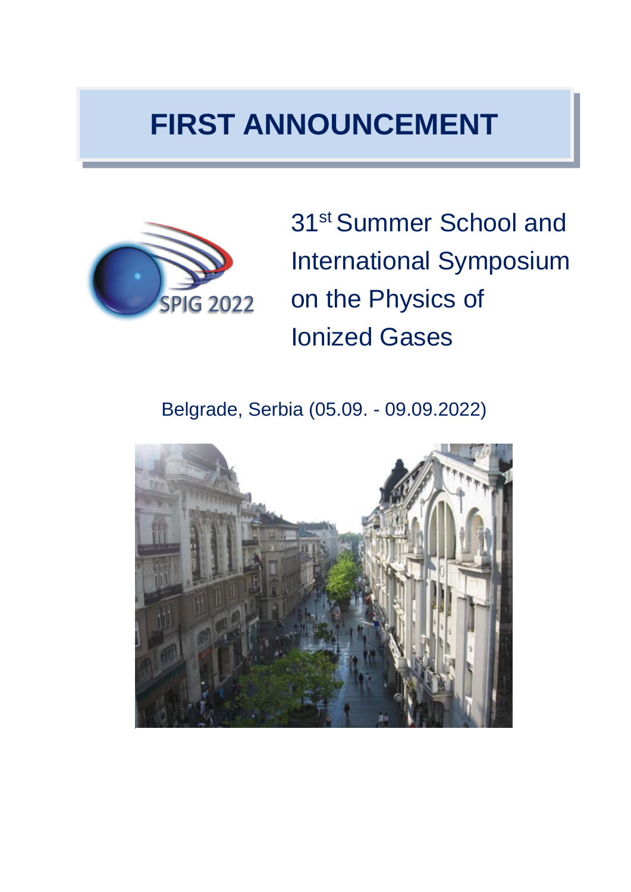# FIRST ANNOUNCEMENT

SPIG 2022

## 31st Summer School and International Symposium on the Physics of Ionized Gases

Belgrade, Serbia (05.09. - 09.09.2022)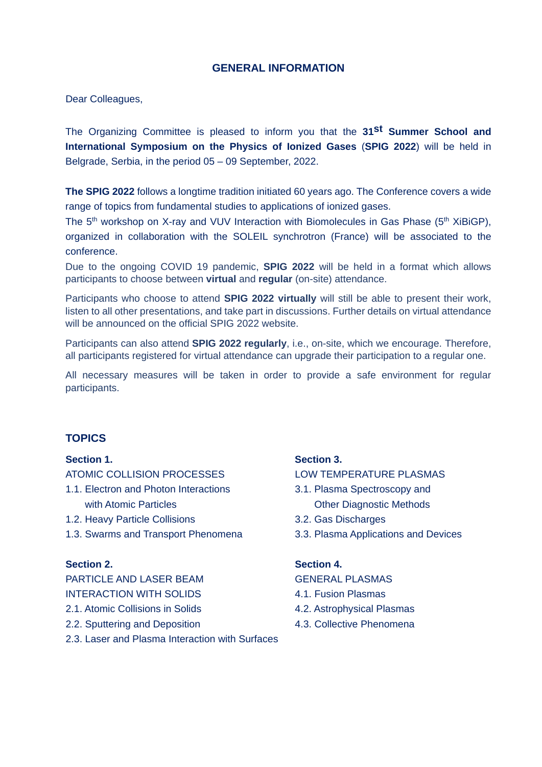## GENERAL INFORMATION

Dear Colleagues,

The Organizing Committee is pleased to inform you that the **31$^{st}$ Summer School and International Symposium on the Physics of Ionized Gases** (**SPIG 2022**) will be held in Belgrade, Serbia, in the period 05 – 09 September, 2022.

**The SPIG 2022** follows a longtime tradition initiated 60 years ago. The Conference covers a wide range of topics from fundamental studies to applications of ionized gases.

The 5$^{th}$ workshop on X-ray and VUV Interaction with Biomolecules in Gas Phase (5$^{th}$ XiBiGP), organized in collaboration with the SOLEIL synchrotron (France) will be associated to the conference.

Due to the ongoing COVID 19 pandemic, **SPIG 2022** will be held in a format which allows participants to choose between **virtual** and **regular** (on-site) attendance.

Participants who choose to attend **SPIG 2022 virtually** will still be able to present their work, listen to all other presentations, and take part in discussions. Further details on virtual attendance will be announced on the official SPIG 2022 website.

Participants can also attend **SPIG 2022 regularly**, i.e., on-site, which we encourage. Therefore, all participants registered for virtual attendance can upgrade their participation to a regular one.

All necessary measures will be taken in order to provide a safe environment for regular participants.

## TOPICS

**Section 1.**

ATOMIC COLLISION PROCESSES

1.1. Electron and Photon Interactions with Atomic Particles
1.2. Heavy Particle Collisions
1.3. Swarms and Transport Phenomena

**Section 2.**

PARTICLE AND LASER BEAM INTERACTION WITH SOLIDS

2.1. Atomic Collisions in Solids
2.2. Sputtering and Deposition
2.3. Laser and Plasma Interaction with Surfaces

**Section 3.**

LOW TEMPERATURE PLASMAS

3.1. Plasma Spectroscopy and Other Diagnostic Methods
3.2. Gas Discharges
3.3. Plasma Applications and Devices

**Section 4.**

GENERAL PLASMAS

4.1. Fusion Plasmas
4.2. Astrophysical Plasmas
4.3. Collective Phenomena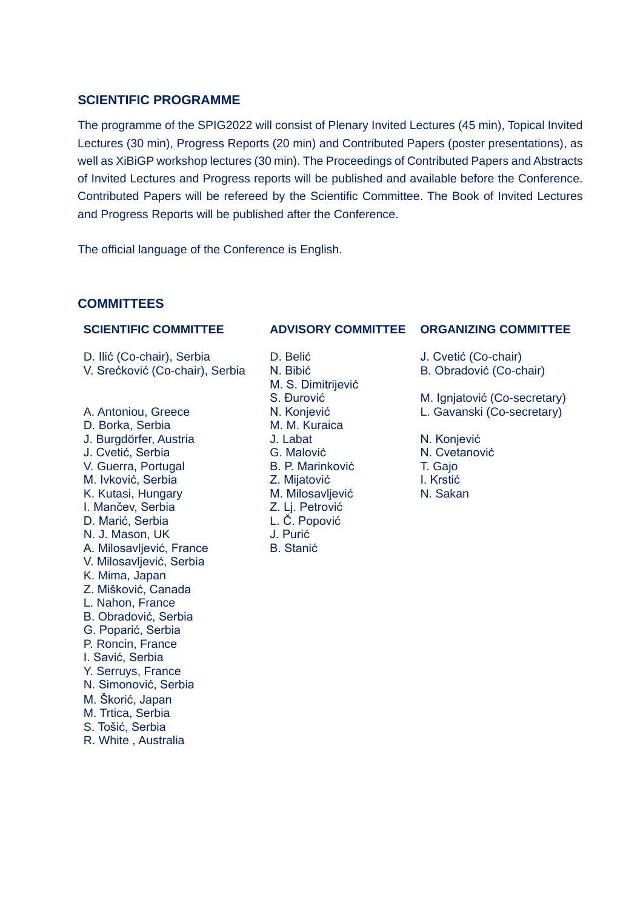## SCIENTIFIC PROGRAMME

The programme of the SPIG2022 will consist of Plenary Invited Lectures (45 min), Topical Invited Lectures (30 min), Progress Reports (20 min) and Contributed Papers (poster presentations), as well as XiBiGP workshop lectures (30 min). The Proceedings of Contributed Papers and Abstracts of Invited Lectures and Progress reports will be published and available before the Conference. Contributed Papers will be refereed by the Scientific Committee. The Book of Invited Lectures and Progress Reports will be published after the Conference.

The official language of the Conference is English.

## COMMITTEES

### SCIENTIFIC COMMITTEE

D. Ilić (Co-chair), Serbia
V. Srećković (Co-chair), Serbia

A. Antoniou, Greece
D. Borka, Serbia
J. Burgdörfer, Austria
J. Cvetić, Serbia
V. Guerra, Portugal
M. Ivković, Serbia
K. Kutasi, Hungary
I. Mančev, Serbia
D. Marić, Serbia
N. J. Mason, UK
A. Milosavljević, France
V. Milosavljević, Serbia
K. Mima, Japan
Z. Mišković, Canada
L. Nahon, France
B. Obradović, Serbia
G. Poparić, Serbia
P. Roncin, France
I. Savić, Serbia
Y. Serruys, France
N. Simonović, Serbia
M. Škorić, Japan
M. Trtica, Serbia
S. Tošić, Serbia
R. White , Australia

### ADVISORY COMMITTEE

D. Belić
N. Bibić
M. S. Dimitrijević
S. Đurović
N. Konjević
M. M. Kuraica
J. Labat
G. Malović
B. P. Marinković
Z. Mijatović
M. Milosavljević
Z. Lj. Petrović
L. Č. Popović
J. Purić
B. Stanić

### ORGANIZING COMMITTEE

J. Cvetić (Co-chair)
B. Obradović (Co-chair)

M. Ignjatović (Co-secretary)
L. Gavanski (Co-secretary)

N. Konjević
N. Cvetanović
T. Gajo
I. Krstić
N. Sakan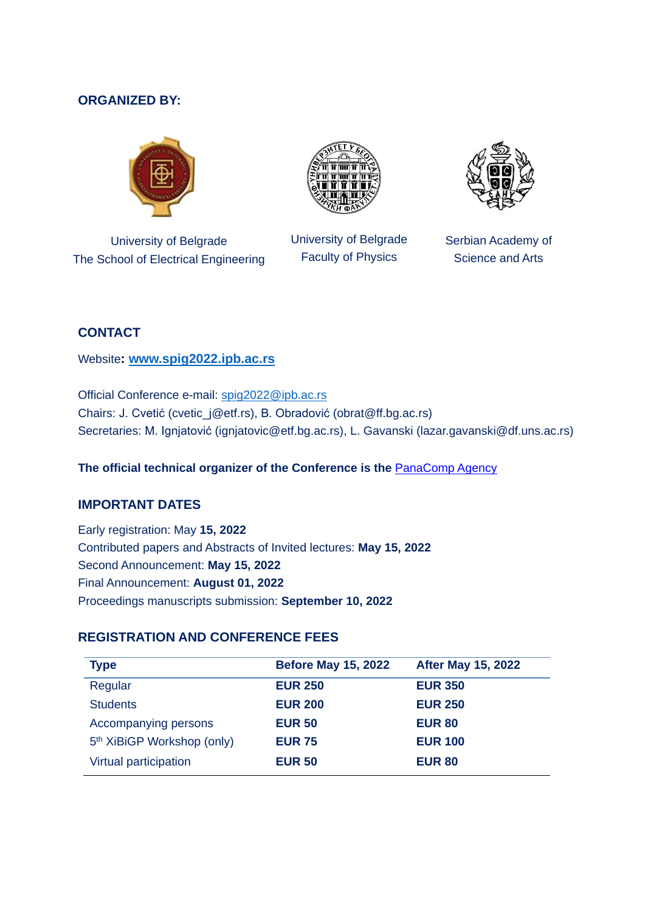## ORGANIZED BY:

University of Belgrade
The School of Electrical Engineering

University of Belgrade
Faculty of Physics

Serbian Academy of
Science and Arts

## CONTACT

Website**:** **www.spig2022.ipb.ac.rs**

Official Conference e-mail: spig2022@ipb.ac.rs
Chairs: J. Cvetić (cvetic_j@etf.rs), B. Obradović (obrat@ff.bg.ac.rs)
Secretaries: M. Ignjatović (ignjatovic@etf.bg.ac.rs), L. Gavanski (lazar.gavanski@df.uns.ac.rs)

**The official technical organizer of the Conference is the** PanaComp Agency

## IMPORTANT DATES

Early registration: May **15, 2022**
Contributed papers and Abstracts of Invited lectures: **May 15, 2022**
Second Announcement: **May 15, 2022**
Final Announcement: **August 01, 2022**
Proceedings manuscripts submission: **September 10, 2022**

## REGISTRATION AND CONFERENCE FEES

| Type | Before May 15, 2022 | After May 15, 2022 |
|---|---|---|
| Regular | **EUR 250** | **EUR 350** |
| Students | **EUR 200** | **EUR 250** |
| Accompanying persons | **EUR 50** | **EUR 80** |
| 5th XiBiGP Workshop (only) | **EUR 75** | **EUR 100** |
| Virtual participation | **EUR 50** | **EUR 80** |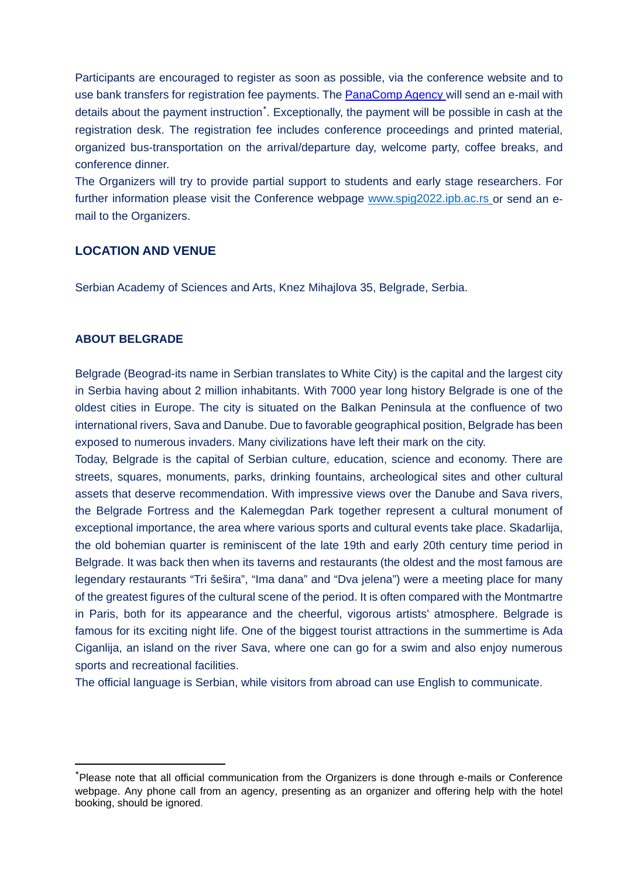Participants are encouraged to register as soon as possible, via the conference website and to use bank transfers for registration fee payments. The [PanaComp Agency](#) will send an e-mail with details about the payment instruction*. Exceptionally, the payment will be possible in cash at the registration desk. The registration fee includes conference proceedings and printed material, organized bus-transportation on the arrival/departure day, welcome party, coffee breaks, and conference dinner.

The Organizers will try to provide partial support to students and early stage researchers. For further information please visit the Conference webpage [www.spig2022.ipb.ac.rs](http://www.spig2022.ipb.ac.rs) or send an e-mail to the Organizers.

## LOCATION AND VENUE

Serbian Academy of Sciences and Arts, Knez Mihajlova 35, Belgrade, Serbia.

## ABOUT BELGRADE

Belgrade (Beograd-its name in Serbian translates to White City) is the capital and the largest city in Serbia having about 2 million inhabitants. With 7000 year long history Belgrade is one of the oldest cities in Europe. The city is situated on the Balkan Peninsula at the confluence of two international rivers, Sava and Danube. Due to favorable geographical position, Belgrade has been exposed to numerous invaders. Many civilizations have left their mark on the city.

Today, Belgrade is the capital of Serbian culture, education, science and economy. There are streets, squares, monuments, parks, drinking fountains, archeological sites and other cultural assets that deserve recommendation. With impressive views over the Danube and Sava rivers, the Belgrade Fortress and the Kalemegdan Park together represent a cultural monument of exceptional importance, the area where various sports and cultural events take place. Skadarlija, the old bohemian quarter is reminiscent of the late 19th and early 20th century time period in Belgrade. It was back then when its taverns and restaurants (the oldest and the most famous are legendary restaurants "Tri šešira", "Ima dana" and "Dva jelena") were a meeting place for many of the greatest figures of the cultural scene of the period. It is often compared with the Montmartre in Paris, both for its appearance and the cheerful, vigorous artists' atmosphere. Belgrade is famous for its exciting night life. One of the biggest tourist attractions in the summertime is Ada Ciganlija, an island on the river Sava, where one can go for a swim and also enjoy numerous sports and recreational facilities.

The official language is Serbian, while visitors from abroad can use English to communicate.

---

*Please note that all official communication from the Organizers is done through e-mails or Conference webpage. Any phone call from an agency, presenting as an organizer and offering help with the hotel booking, should be ignored.